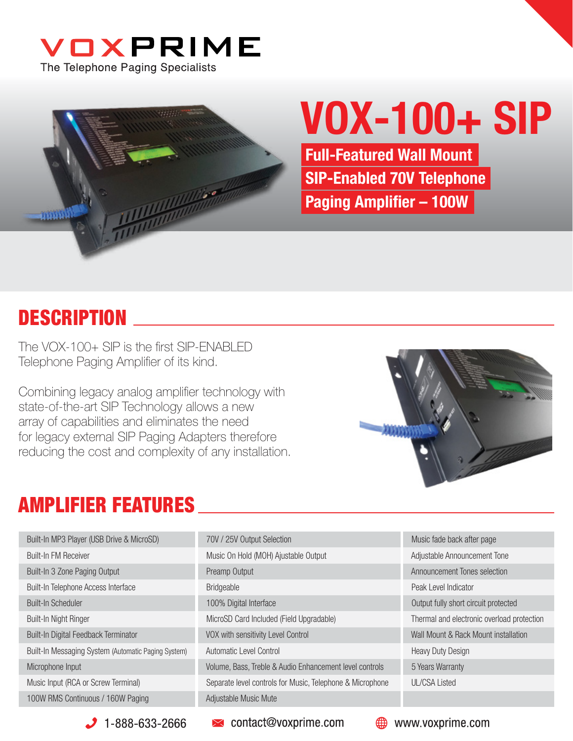# VOXPRIME

The Telephone Paging Specialists

# VOX-100+ SIP

**Full-Featured Wall Mount SIP-Enabled 70V Telephone Paging Amplifier – 100W**

## DESCRIPTION

The VOX-100+ SIP is the first SIP-ENABLED Telephone Paging Amplifier of its kind.

Combining legacy analog amplifier technology with state-of-the-art SIP Technology allows a new array of capabilities and eliminates the need for legacy external SIP Paging Adapters therefore reducing the cost and complexity of any installation.

## AMPLIFIER FEATURES

| | | |
|---|---|---|
| Built-In MP3 Player (USB Drive & MicroSD) | 70V / 25V Output Selection | Music fade back after page |
| Built-In FM Receiver | Music On Hold (MOH) Ajustable Output | Adjustable Announcement Tone |
| Built-In 3 Zone Paging Output | Preamp Output | Announcement Tones selection |
| Built-In Telephone Access Interface | Bridgeable | Peak Level Indicator |
| Built-In Scheduler | 100% Digital Interface | Output fully short circuit protected |
| Built-In Night Ringer | MicroSD Card Included (Field Upgradable) | Thermal and electronic overload protection |
| Built-In Digital Feedback Terminator | VOX with sensitivity Level Control | Wall Mount & Rack Mount installation |
| Built-In Messaging System (Automatic Paging System) | Automatic Level Control | Heavy Duty Design |
| Microphone Input | Volume, Bass, Treble & Audio Enhancement level controls | 5 Years Warranty |
| Music Input (RCA or Screw Terminal) | Separate level controls for Music, Telephone & Microphone | UL/CSA Listed |
| 100W RMS Continuous / 160W Paging | Adjustable Music Mute | |

1-888-633-2666 | contact@voxprime.com | www.voxprime.com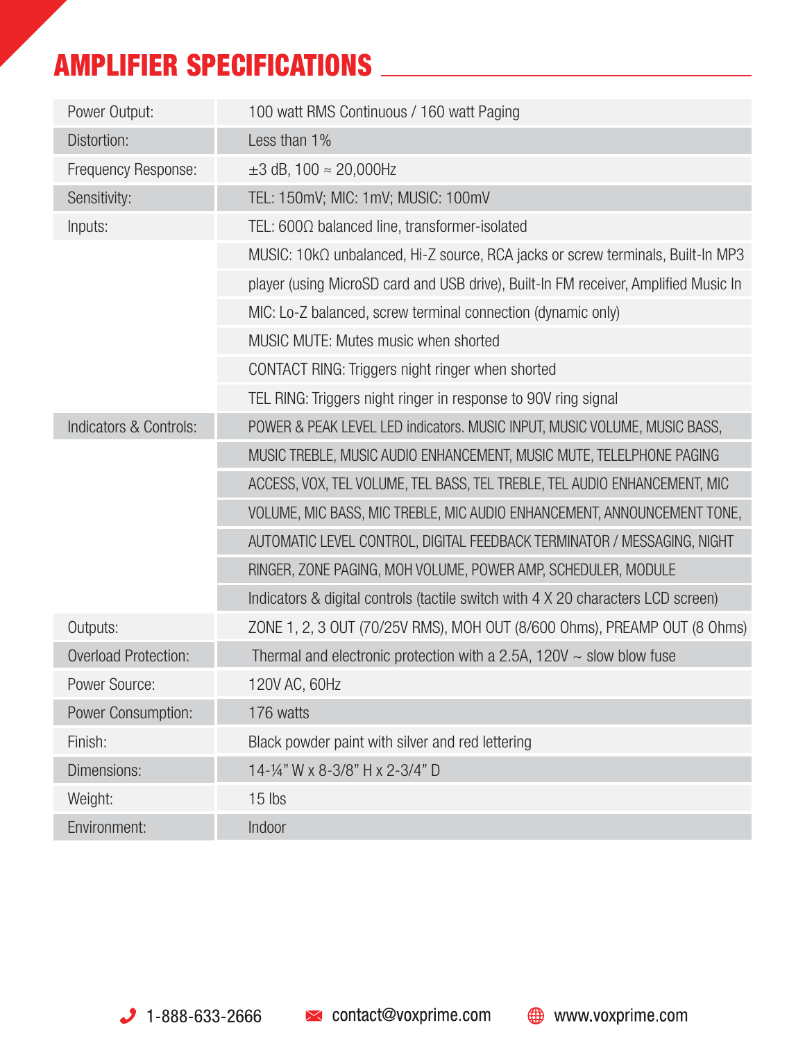## AMPLIFIER SPECIFICATIONS

| | |
|---|---|
| Power Output: | 100 watt RMS Continuous / 160 watt Paging |
| Distortion: | Less than 1% |
| Frequency Response: | ±3 dB, 100 ≈ 20,000Hz |
| Sensitivity: | TEL: 150mV; MIC: 1mV; MUSIC: 100mV |
| Inputs: | TEL: 600Ω balanced line, transformer-isolated |
| | MUSIC: 10kΩ unbalanced, Hi-Z source, RCA jacks or screw terminals, Built-In MP3 player (using MicroSD card and USB drive), Built-In FM receiver, Amplified Music In |
| | MIC: Lo-Z balanced, screw terminal connection (dynamic only) |
| | MUSIC MUTE: Mutes music when shorted |
| | CONTACT RING: Triggers night ringer when shorted |
| | TEL RING: Triggers night ringer in response to 90V ring signal |
| Indicators & Controls: | POWER & PEAK LEVEL LED indicators. MUSIC INPUT, MUSIC VOLUME, MUSIC BASS, MUSIC TREBLE, MUSIC AUDIO ENHANCEMENT, MUSIC MUTE, TELELPHONE PAGING ACCESS, VOX, TEL VOLUME, TEL BASS, TEL TREBLE, TEL AUDIO ENHANCEMENT, MIC VOLUME, MIC BASS, MIC TREBLE, MIC AUDIO ENHANCEMENT, ANNOUNCEMENT TONE, AUTOMATIC LEVEL CONTROL, DIGITAL FEEDBACK TERMINATOR / MESSAGING, NIGHT RINGER, ZONE PAGING, MOH VOLUME, POWER AMP, SCHEDULER, MODULE |
| | Indicators & digital controls (tactile switch with 4 X 20 characters LCD screen) |
| Outputs: | ZONE 1, 2, 3 OUT (70/25V RMS), MOH OUT (8/600 Ohms), PREAMP OUT (8 Ohms) |
| Overload Protection: | Thermal and electronic protection with a 2.5A, 120V ~ slow blow fuse |
| Power Source: | 120V AC, 60Hz |
| Power Consumption: | 176 watts |
| Finish: | Black powder paint with silver and red lettering |
| Dimensions: | 14-¼" W x 8-3/8" H x 2-3/4" D |
| Weight: | 15 lbs |
| Environment: | Indoor |

1-888-633-2666 contact@voxprime.com www.voxprime.com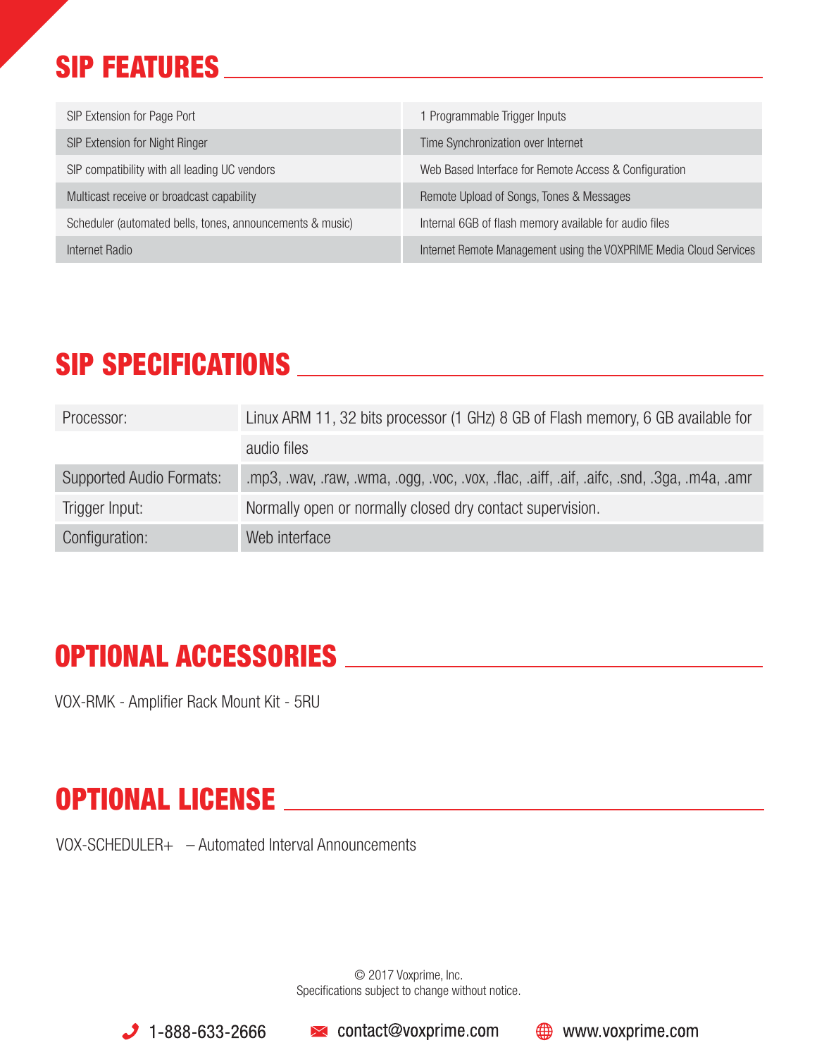## SIP FEATURES

| | |
|---|---|
| SIP Extension for Page Port | 1 Programmable Trigger Inputs |
| SIP Extension for Night Ringer | Time Synchronization over Internet |
| SIP compatibility with all leading UC vendors | Web Based Interface for Remote Access & Configuration |
| Multicast receive or broadcast capability | Remote Upload of Songs, Tones & Messages |
| Scheduler (automated bells, tones, announcements & music) | Internal 6GB of flash memory available for audio files |
| Internet Radio | Internet Remote Management using the VOXPRIME Media Cloud Services |

## SIP SPECIFICATIONS

| | |
|---|---|
| Processor: | Linux ARM 11, 32 bits processor (1 GHz) 8 GB of Flash memory, 6 GB available for audio files |
| Supported Audio Formats: | .mp3, .wav, .raw, .wma, .ogg, .voc, .vox, .flac, .aiff, .aif, .aifc, .snd, .3ga, .m4a, .amr |
| Trigger Input: | Normally open or normally closed dry contact supervision. |
| Configuration: | Web interface |

## OPTIONAL ACCESSORIES

VOX-RMK - Amplifier Rack Mount Kit - 5RU

## OPTIONAL LICENSE

VOX-SCHEDULER+ – Automated Interval Announcements

© 2017 Voxprime, Inc.
Specifications subject to change without notice.

1-888-633-2666 contact@voxprime.com www.voxprime.com